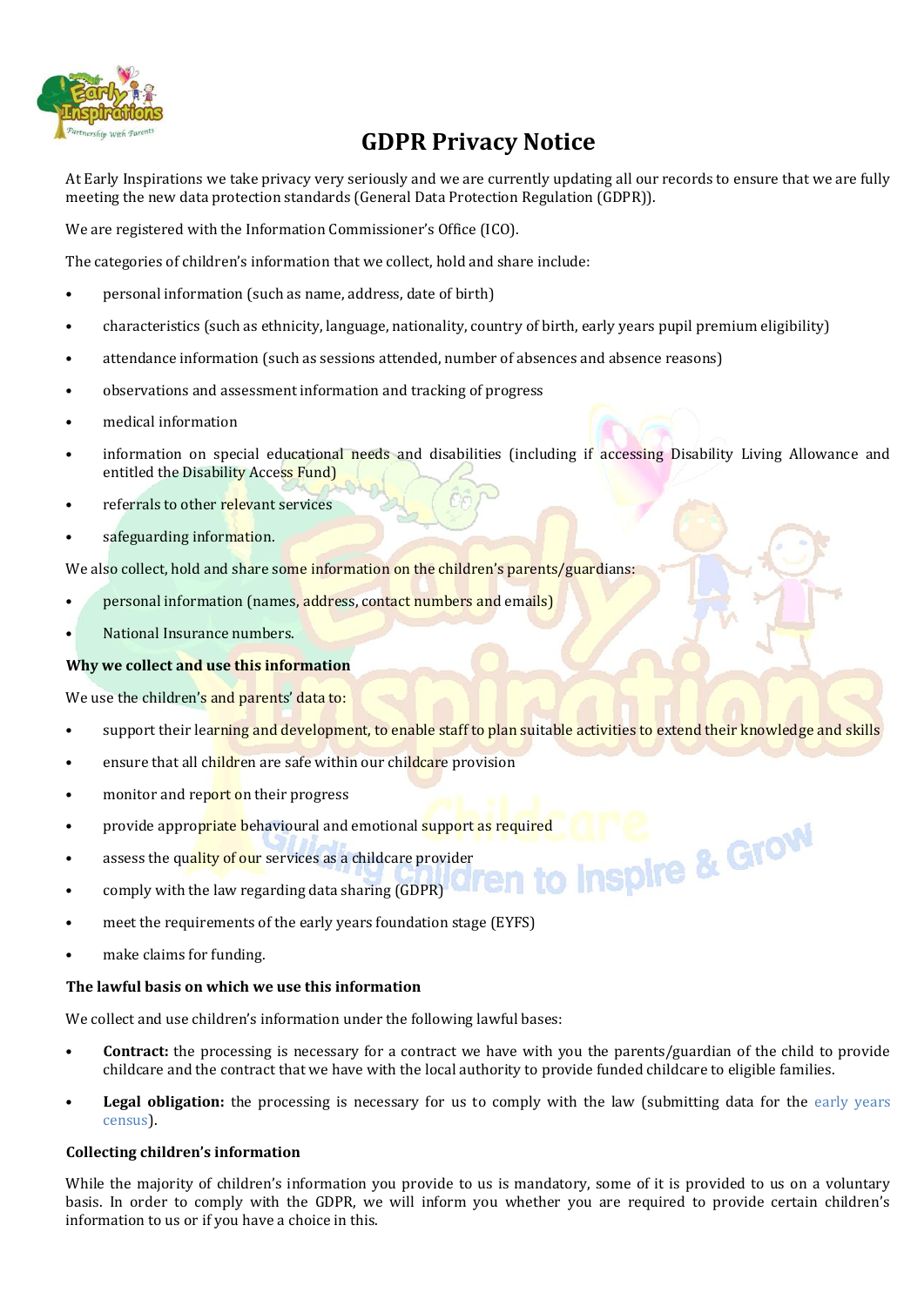# GDPR Privacy Notice

At Early Inspirations we take privacy very seriously and we are currently updating all our records to ensure that we are fully meeting the new data protection standards (General Data Protection Regulation (GDPR)).

We are registered with the Information Commissioner's Office (ICO).

The categories of children's information that we collect, hold and share include:

- personal information (such as name, address, date of birth)
- characteristics (such as ethnicity, language, nationality, country of birth, early years pupil premium eligibility)
- attendance information (such as sessions attended, number of absences and absence reasons)
- observations and assessment information and tracking of progress
- medical information
- information on special educational needs and disabilities (including if accessing Disability Living Allowance and entitled the Disability Access Fund)
- referrals to other relevant services
- safeguarding information.

We also collect, hold and share some information on the children's parents/guardians:

- personal information (names, address, contact numbers and emails)
- National Insurance numbers.

**Why we collect and use this information**

We use the children's and parents' data to:

- support their learning and development, to enable staff to plan suitable activities to extend their knowledge and skills
- ensure that all children are safe within our childcare provision
- monitor and report on their progress
- provide appropriate behavioural and emotional support as required
- assess the quality of our services as a childcare provider
- comply with the law regarding data sharing (GDPR)
- meet the requirements of the early years foundation stage (EYFS)
- make claims for funding.

**The lawful basis on which we use this information**

We collect and use children's information under the following lawful bases:

- **Contract:** the processing is necessary for a contract we have with you the parents/guardian of the child to provide childcare and the contract that we have with the local authority to provide funded childcare to eligible families.
- **Legal obligation:** the processing is necessary for us to comply with the law (submitting data for the early years census).

**Collecting children's information**

While the majority of children's information you provide to us is mandatory, some of it is provided to us on a voluntary basis. In order to comply with the GDPR, we will inform you whether you are required to provide certain children's information to us or if you have a choice in this.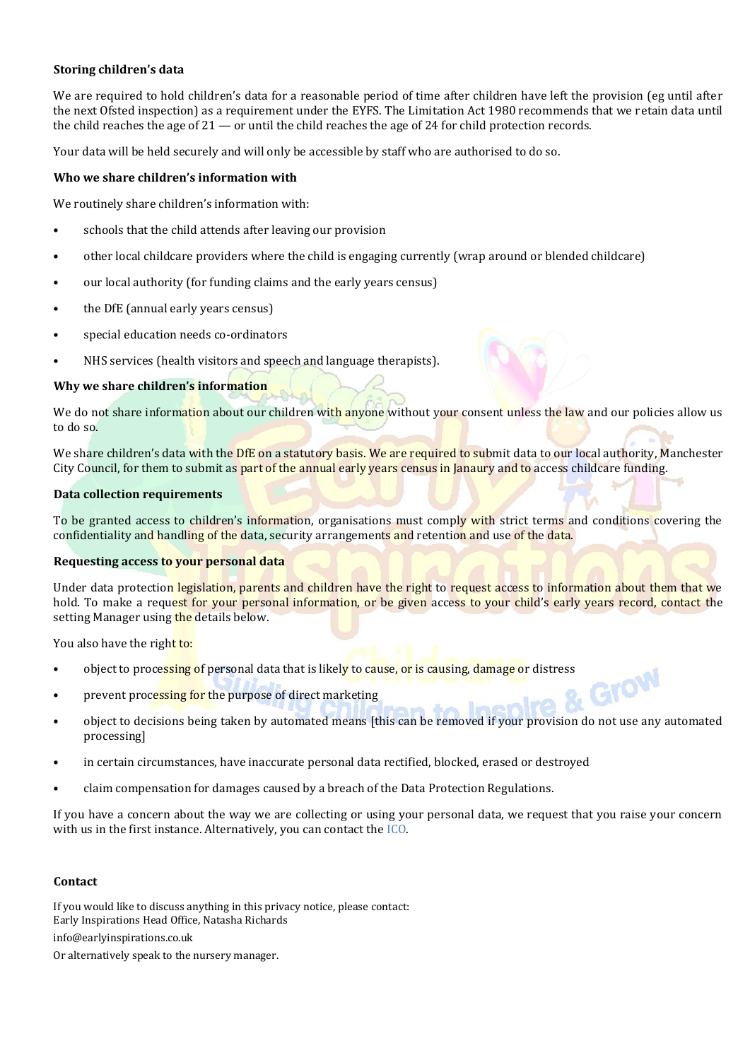**Storing children's data**

We are required to hold children's data for a reasonable period of time after children have left the provision (eg until after the next Ofsted inspection) as a requirement under the EYFS. The Limitation Act 1980 recommends that we retain data until the child reaches the age of 21 — or until the child reaches the age of 24 for child protection records.

Your data will be held securely and will only be accessible by staff who are authorised to do so.

**Who we share children's information with**

We routinely share children's information with:

- schools that the child attends after leaving our provision
- other local childcare providers where the child is engaging currently (wrap around or blended childcare)
- our local authority (for funding claims and the early years census)
- the DfE (annual early years census)
- special education needs co-ordinators
- NHS services (health visitors and speech and language therapists).

**Why we share children's information**

We do not share information about our children with anyone without your consent unless the law and our policies allow us to do so.

We share children's data with the DfE on a statutory basis. We are required to submit data to our local authority, Manchester City Council, for them to submit as part of the annual early years census in Janaury and to access childcare funding.

**Data collection requirements**

To be granted access to children's information, organisations must comply with strict terms and conditions covering the confidentiality and handling of the data, security arrangements and retention and use of the data.

**Requesting access to your personal data**

Under data protection legislation, parents and children have the right to request access to information about them that we hold. To make a request for your personal information, or be given access to your child's early years record, contact the setting Manager using the details below.

You also have the right to:

- object to processing of personal data that is likely to cause, or is causing, damage or distress
- prevent processing for the purpose of direct marketing
- object to decisions being taken by automated means [this can be removed if your provision do not use any automated processing]
- in certain circumstances, have inaccurate personal data rectified, blocked, erased or destroyed
- claim compensation for damages caused by a breach of the Data Protection Regulations.

If you have a concern about the way we are collecting or using your personal data, we request that you raise your concern with us in the first instance. Alternatively, you can contact the ICO.

**Contact**

If you would like to discuss anything in this privacy notice, please contact:
Early Inspirations Head Office, Natasha Richards

info@earlyinspirations.co.uk

Or alternatively speak to the nursery manager.